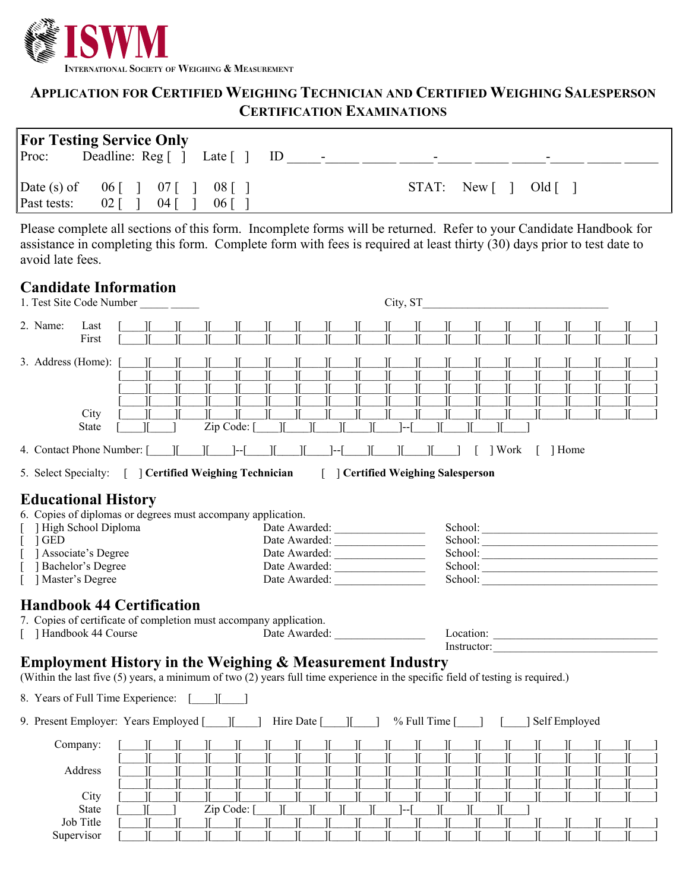# ISWM

INTERNATIONAL SOCIETY OF WEIGHING & MEASUREMENT

## APPLICATION FOR CERTIFIED WEIGHING TECHNICIAN AND CERTIFIED WEIGHING SALESPERSON CERTIFICATION EXAMINATIONS

| **For Testing Service Only** | |
|---|---|
| Proc: Deadline: Reg [ ] Late [ ] | ID _____-_____ _____ _____-_____ _____ _____-_____ _____ _____ |
| Date (s) of Past tests: 06 [ ] 07 [ ] 08 [ ] / 02 [ ] 04 [ ] 06 [ ] | STAT: New [ ] Old [ ] |

Please complete all sections of this form. Incomplete forms will be returned. Refer to your Candidate Handbook for assistance in completing this form. Complete form with fees is required at least thirty (30) days prior to test date to avoid late fees.

## Candidate Information

1. Test Site Code Number _____ _____ City, ST_________________________________

2. Name: Last [___][___][___][___][___][___][___][___][___][___][___][___][___][___][___][___][___][___]
   First [___][___][___][___][___][___][___][___][___][___][___][___][___][___][___][___][___][___]

3. Address (Home): [___][___][___][___][___][___][___][___][___][___][___][___][___][___][___][___][___][___]
   [___][___][___][___][___][___][___][___][___][___][___][___][___][___][___][___][___][___]
   [___][___][___][___][___][___][___][___][___][___][___][___][___][___][___][___][___][___]
   [___][___][___][___][___][___][___][___][___][___][___][___][___][___][___][___][___][___]
   City [___][___][___][___][___][___][___][___][___][___][___][___][___][___][___][___][___][___]
   State [___][___] Zip Code: [___][___][___][___][___]--[___][___][___][___]

4. Contact Phone Number: [___][___][___]--[___][___][___]--[___][___][___][___] [ ] Work [ ] Home

5. Select Specialty: [ ] **Certified Weighing Technician** [ ] **Certified Weighing Salesperson**

## Educational History

6. Copies of diplomas or degrees must accompany application.

[ ] High School Diploma Date Awarded: _______________ School: _______________________________
[ ] GED Date Awarded: _______________ School: _______________________________
[ ] Associate's Degree Date Awarded: _______________ School: _______________________________
[ ] Bachelor's Degree Date Awarded: _______________ School: _______________________________
[ ] Master's Degree Date Awarded: _______________ School: _______________________________

## Handbook 44 Certification

7. Copies of certificate of completion must accompany application.

[ ] Handbook 44 Course Date Awarded: _______________ Location: _____________________________
Instructor: _____________________________

## Employment History in the Weighing & Measurement Industry

(Within the last five (5) years, a minimum of two (2) years full time experience in the specific field of testing is required.)

8. Years of Full Time Experience: [___][___]

9. Present Employer: Years Employed [___][___] Hire Date [___][___] % Full Time [___] [___] Self Employed

Company: [___][___][___][___][___][___][___][___][___][___][___][___][___][___][___][___][___][___]
[___][___][___][___][___][___][___][___][___][___][___][___][___][___][___][___][___][___]
Address [___][___][___][___][___][___][___][___][___][___][___][___][___][___][___][___][___][___]
[___][___][___][___][___][___][___][___][___][___][___][___][___][___][___][___][___][___]
City [___][___][___][___][___][___][___][___][___][___][___][___][___][___][___][___][___][___]
State [___][___] Zip Code: [___][___][___][___][___]--[___][___][___][___]
Job Title [___][___][___][___][___][___][___][___][___][___][___][___][___][___][___][___][___][___]
Supervisor [___][___][___][___][___][___][___][___][___][___][___][___][___][___][___][___][___][___]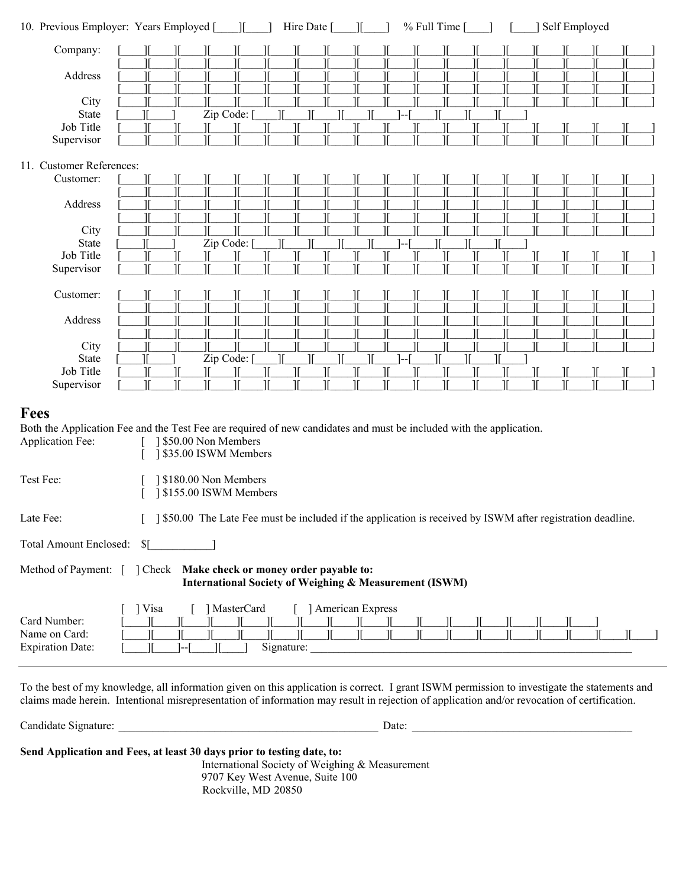10. Previous Employer: Years Employed [____][____] Hire Date [____][____] % Full Time [____] [____] Self Employed

Company: [____][____][____][____][____][____][____][____][____][____][____][____][____][____][____][____][____][____]
[____][____][____][____][____][____][____][____][____][____][____][____][____][____][____][____][____][____]

Address [____][____][____][____][____][____][____][____][____][____][____][____][____][____][____][____][____][____]
[____][____][____][____][____][____][____][____][____][____][____][____][____][____][____][____][____][____]

City [____][____][____][____][____][____][____][____][____][____][____][____][____][____][____][____][____][____]

State [____][____] Zip Code: [____][____][____][____][____]--[____][____][____][____]

Job Title [____][____][____][____][____][____][____][____][____][____][____][____][____][____][____][____][____][____]

Supervisor [____][____][____][____][____][____][____][____][____][____][____][____][____][____][____][____][____][____]

11. Customer References:

Customer: [____][____][____][____][____][____][____][____][____][____][____][____][____][____][____][____][____][____]
[____][____][____][____][____][____][____][____][____][____][____][____][____][____][____][____][____][____]

Address [____][____][____][____][____][____][____][____][____][____][____][____][____][____][____][____][____][____]
[____][____][____][____][____][____][____][____][____][____][____][____][____][____][____][____][____][____]

City [____][____][____][____][____][____][____][____][____][____][____][____][____][____][____][____][____][____]

State [____][____] Zip Code: [____][____][____][____][____]--[____][____][____][____]

Job Title [____][____][____][____][____][____][____][____][____][____][____][____][____][____][____][____][____][____]

Supervisor [____][____][____][____][____][____][____][____][____][____][____][____][____][____][____][____][____][____]

Customer: [____][____][____][____][____][____][____][____][____][____][____][____][____][____][____][____][____][____]
[____][____][____][____][____][____][____][____][____][____][____][____][____][____][____][____][____][____]

Address [____][____][____][____][____][____][____][____][____][____][____][____][____][____][____][____][____][____]
[____][____][____][____][____][____][____][____][____][____][____][____][____][____][____][____][____][____]

City [____][____][____][____][____][____][____][____][____][____][____][____][____][____][____][____][____][____]

State [____][____] Zip Code: [____][____][____][____][____]--[____][____][____][____]

Job Title [____][____][____][____][____][____][____][____][____][____][____][____][____][____][____][____][____][____]

Supervisor [____][____][____][____][____][____][____][____][____][____][____][____][____][____][____][____][____][____]

# Fees

Both the Application Fee and the Test Fee are required of new candidates and must be included with the application.

Application Fee: [ ] $50.00 Non Members
[ ] $35.00 ISWM Members

Test Fee: [ ] $180.00 Non Members
[ ] $155.00 ISWM Members

Late Fee: [ ] $50.00 The Late Fee must be included if the application is received by ISWM after registration deadline.

Total Amount Enclosed: $[___________]

Method of Payment: [ ] Check **Make check or money order payable to:**
**International Society of Weighing & Measurement (ISWM)**

[ ] Visa [ ] MasterCard [ ] American Express

Card Number: [____][____][____][____][____][____][____][____][____][____][____][____][____][____][____][____]

Name on Card: [____][____][____][____][____][____][____][____][____][____][____][____][____][____][____][____][____][____]

Expiration Date: [____][____]--[____][____] Signature: ______________________________

---

To the best of my knowledge, all information given on this application is correct. I grant ISWM permission to investigate the statements and claims made herein. Intentional misrepresentation of information may result in rejection of application and/or revocation of certification.

Candidate Signature: ______________________________ Date: ______________________________

**Send Application and Fees, at least 30 days prior to testing date, to:**

International Society of Weighing & Measurement
9707 Key West Avenue, Suite 100
Rockville, MD 20850